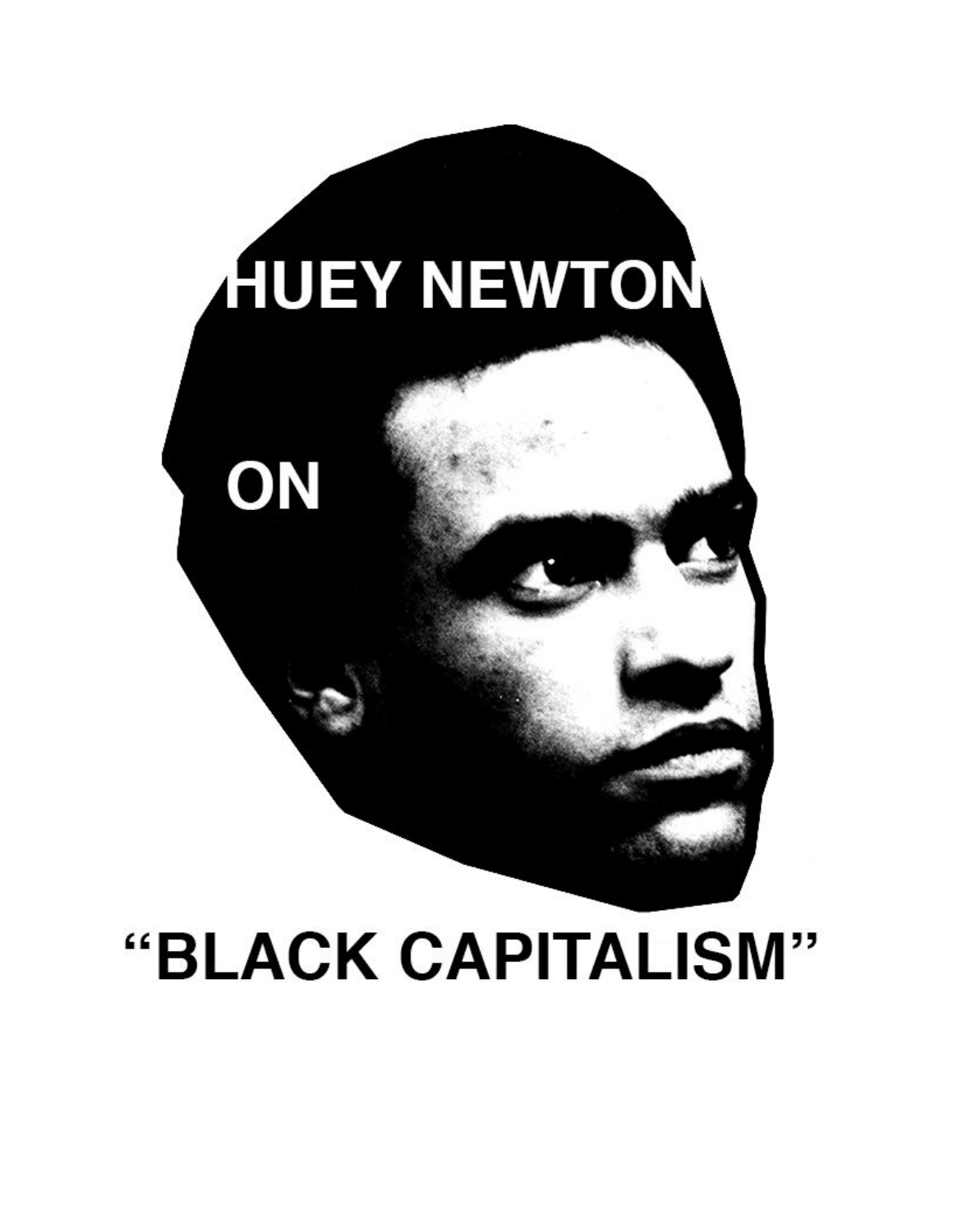# HUEY NEWTON

# ON

# "BLACK CAPITALISM"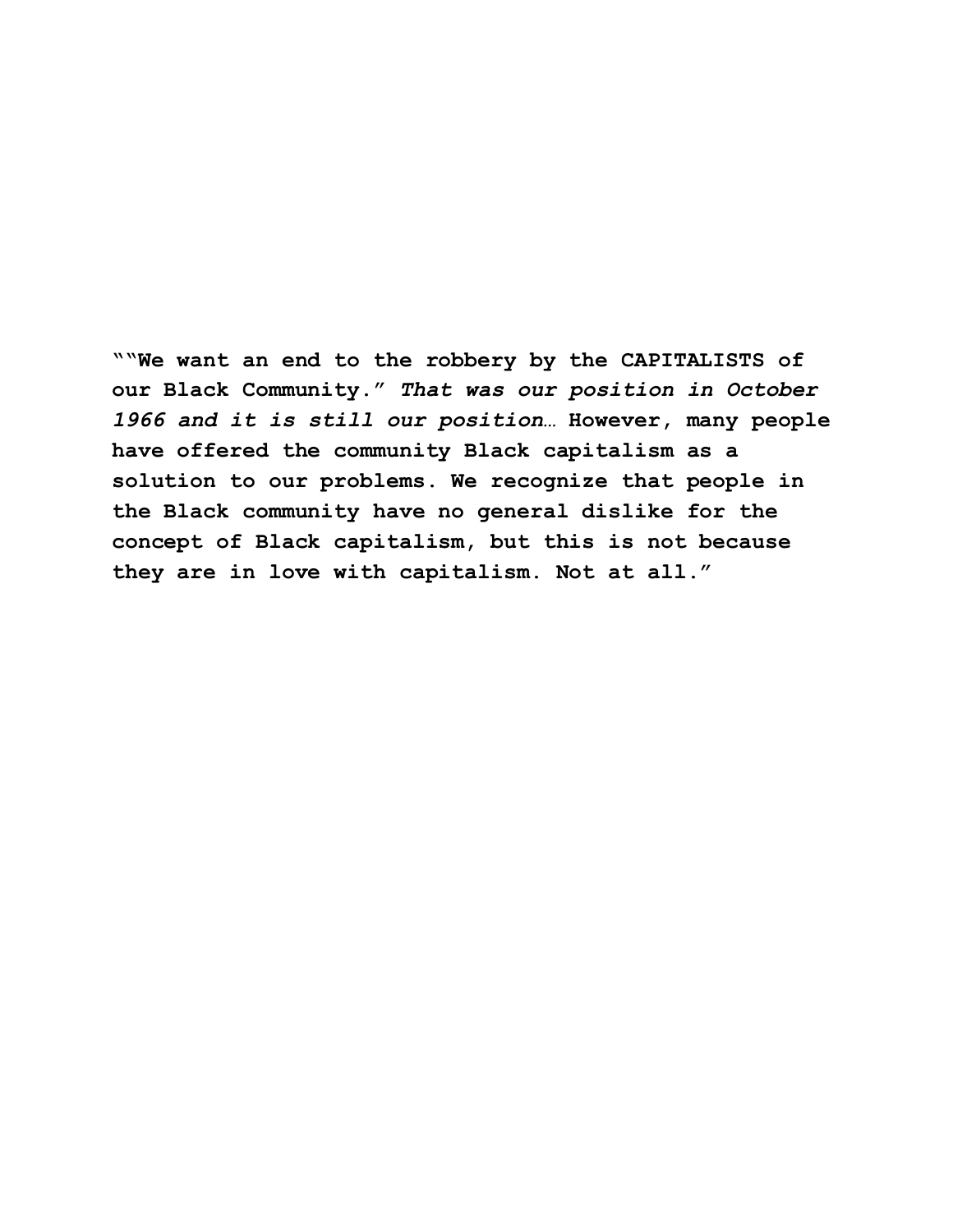**""We want an end to the robbery by the CAPITALISTS of our Black Community." *That was our position in October 1966 and it is still our position…* However, many people have offered the community Black capitalism as a solution to our problems. We recognize that people in the Black community have no general dislike for the concept of Black capitalism, but this is not because they are in love with capitalism. Not at all."**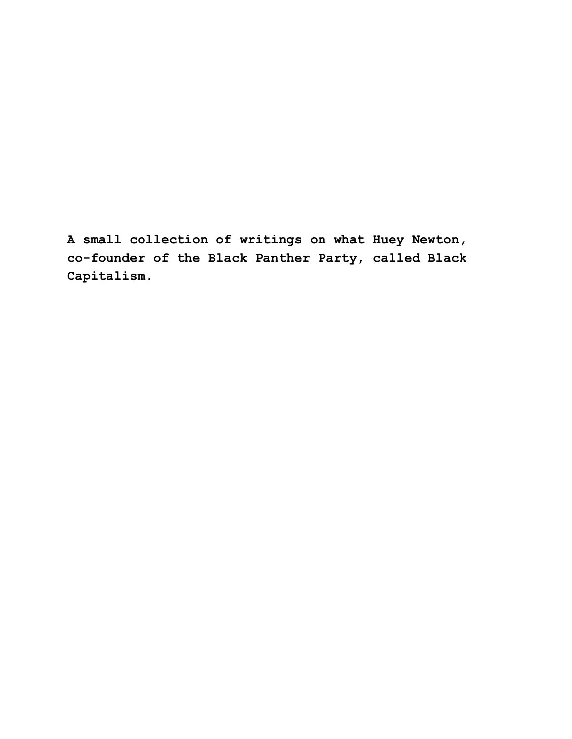**A small collection of writings on what Huey Newton, co-founder of the Black Panther Party, called Black Capitalism.**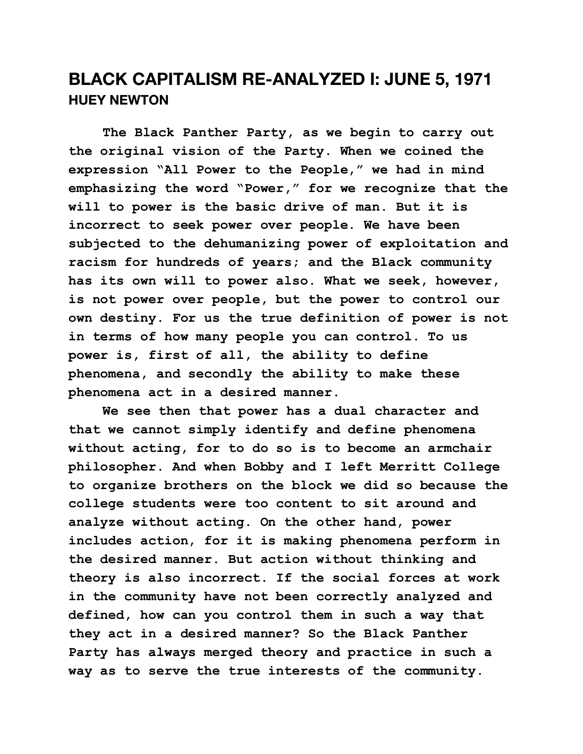## BLACK CAPITALISM RE-ANALYZED I: JUNE 5, 1971
### HUEY NEWTON

The Black Panther Party, as we begin to carry out the original vision of the Party. When we coined the expression "All Power to the People," we had in mind emphasizing the word "Power," for we recognize that the will to power is the basic drive of man. But it is incorrect to seek power over people. We have been subjected to the dehumanizing power of exploitation and racism for hundreds of years; and the Black community has its own will to power also. What we seek, however, is not power over people, but the power to control our own destiny. For us the true definition of power is not in terms of how many people you can control. To us power is, first of all, the ability to define phenomena, and secondly the ability to make these phenomena act in a desired manner.

We see then that power has a dual character and that we cannot simply identify and define phenomena without acting, for to do so is to become an armchair philosopher. And when Bobby and I left Merritt College to organize brothers on the block we did so because the college students were too content to sit around and analyze without acting. On the other hand, power includes action, for it is making phenomena perform in the desired manner. But action without thinking and theory is also incorrect. If the social forces at work in the community have not been correctly analyzed and defined, how can you control them in such a way that they act in a desired manner? So the Black Panther Party has always merged theory and practice in such a way as to serve the true interests of the community.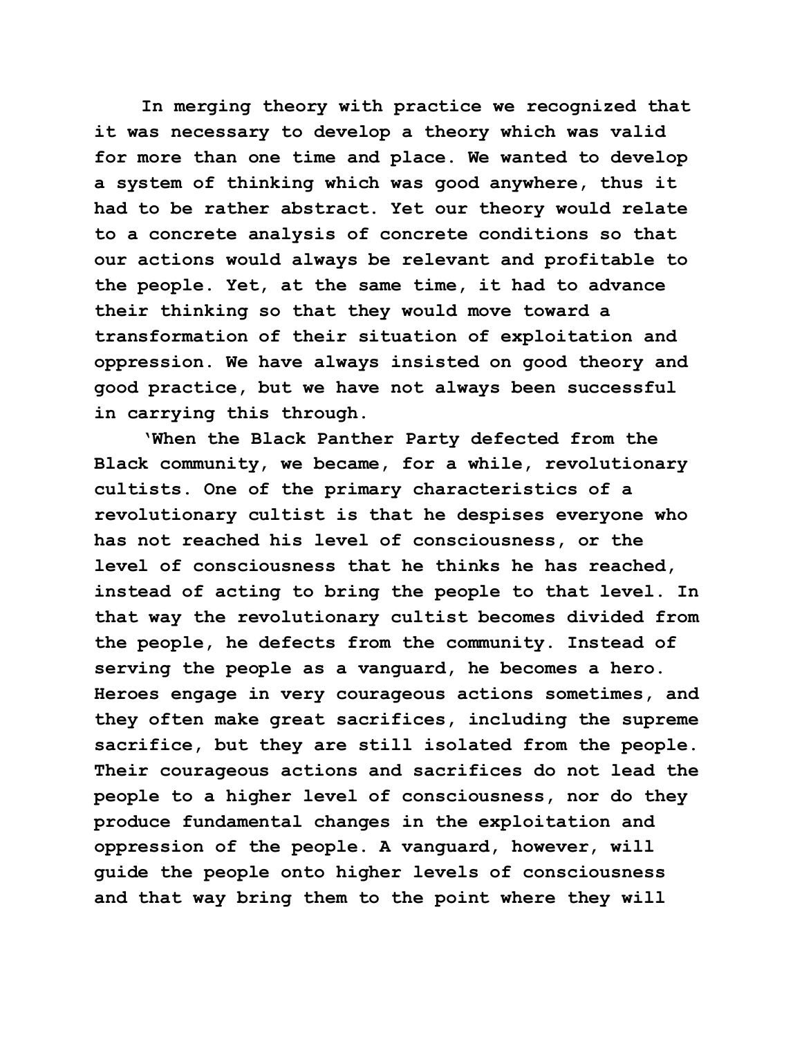In merging theory with practice we recognized that it was necessary to develop a theory which was valid for more than one time and place. We wanted to develop a system of thinking which was good anywhere, thus it had to be rather abstract. Yet our theory would relate to a concrete analysis of concrete conditions so that our actions would always be relevant and profitable to the people. Yet, at the same time, it had to advance their thinking so that they would move toward a transformation of their situation of exploitation and oppression. We have always insisted on good theory and good practice, but we have not always been successful in carrying this through.

'When the Black Panther Party defected from the Black community, we became, for a while, revolutionary cultists. One of the primary characteristics of a revolutionary cultist is that he despises everyone who has not reached his level of consciousness, or the level of consciousness that he thinks he has reached, instead of acting to bring the people to that level. In that way the revolutionary cultist becomes divided from the people, he defects from the community. Instead of serving the people as a vanguard, he becomes a hero. Heroes engage in very courageous actions sometimes, and they often make great sacrifices, including the supreme sacrifice, but they are still isolated from the people. Their courageous actions and sacrifices do not lead the people to a higher level of consciousness, nor do they produce fundamental changes in the exploitation and oppression of the people. A vanguard, however, will guide the people onto higher levels of consciousness and that way bring them to the point where they will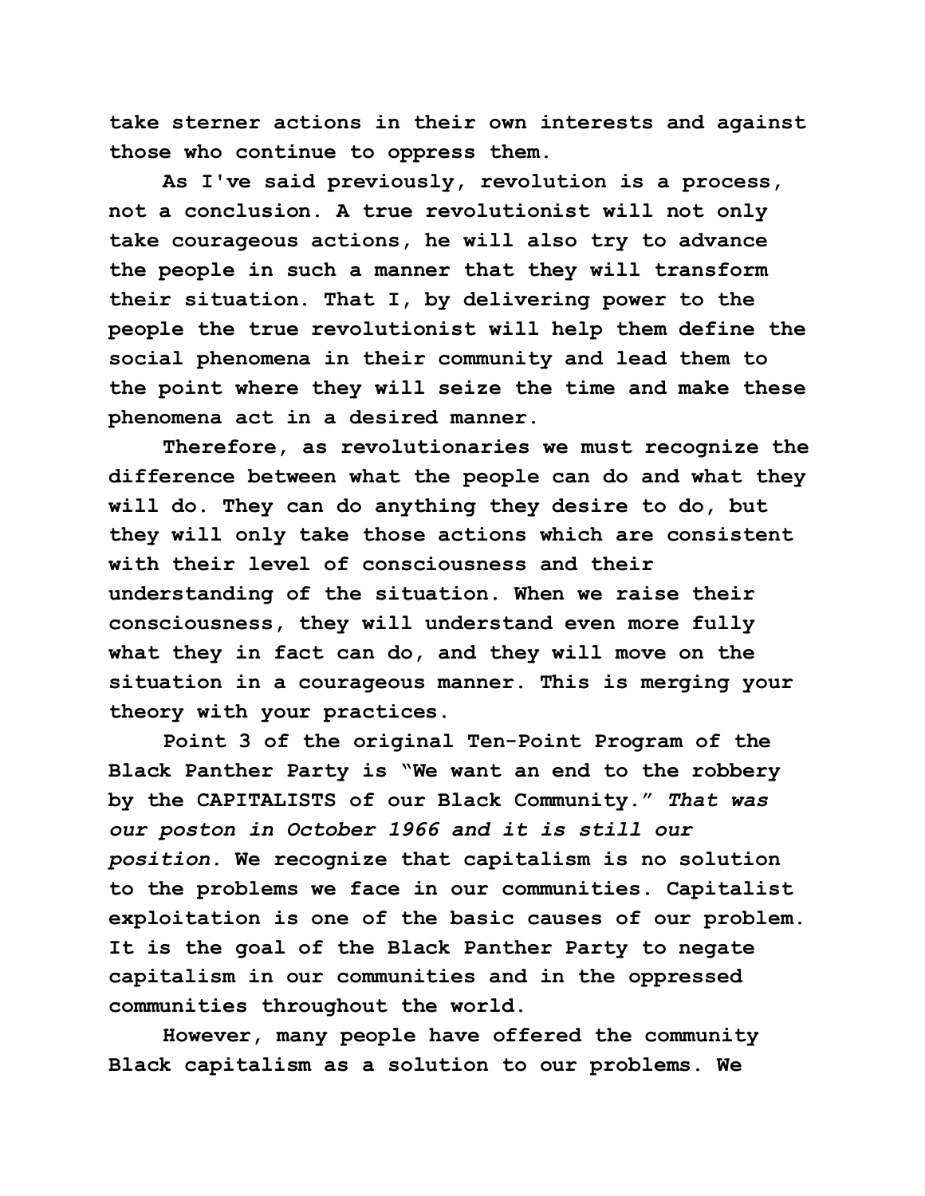**take sterner actions in their own interests and against those who continue to oppress them.**

**As I've said previously, revolution is a process, not a conclusion. A true revolutionist will not only take courageous actions, he will also try to advance the people in such a manner that they will transform their situation. That I, by delivering power to the people the true revolutionist will help them define the social phenomena in their community and lead them to the point where they will seize the time and make these phenomena act in a desired manner.**

**Therefore, as revolutionaries we must recognize the difference between what the people can do and what they will do. They can do anything they desire to do, but they will only take those actions which are consistent with their level of consciousness and their understanding of the situation. When we raise their consciousness, they will understand even more fully what they in fact can do, and they will move on the situation in a courageous manner. This is merging your theory with your practices.**

**Point 3 of the original Ten-Point Program of the Black Panther Party is "We want an end to the robbery by the CAPITALISTS of our Black Community."** ***That was our poston in October 1966 and it is still our position.*** **We recognize that capitalism is no solution to the problems we face in our communities. Capitalist exploitation is one of the basic causes of our problem. It is the goal of the Black Panther Party to negate capitalism in our communities and in the oppressed communities throughout the world.**

**However, many people have offered the community Black capitalism as a solution to our problems. We**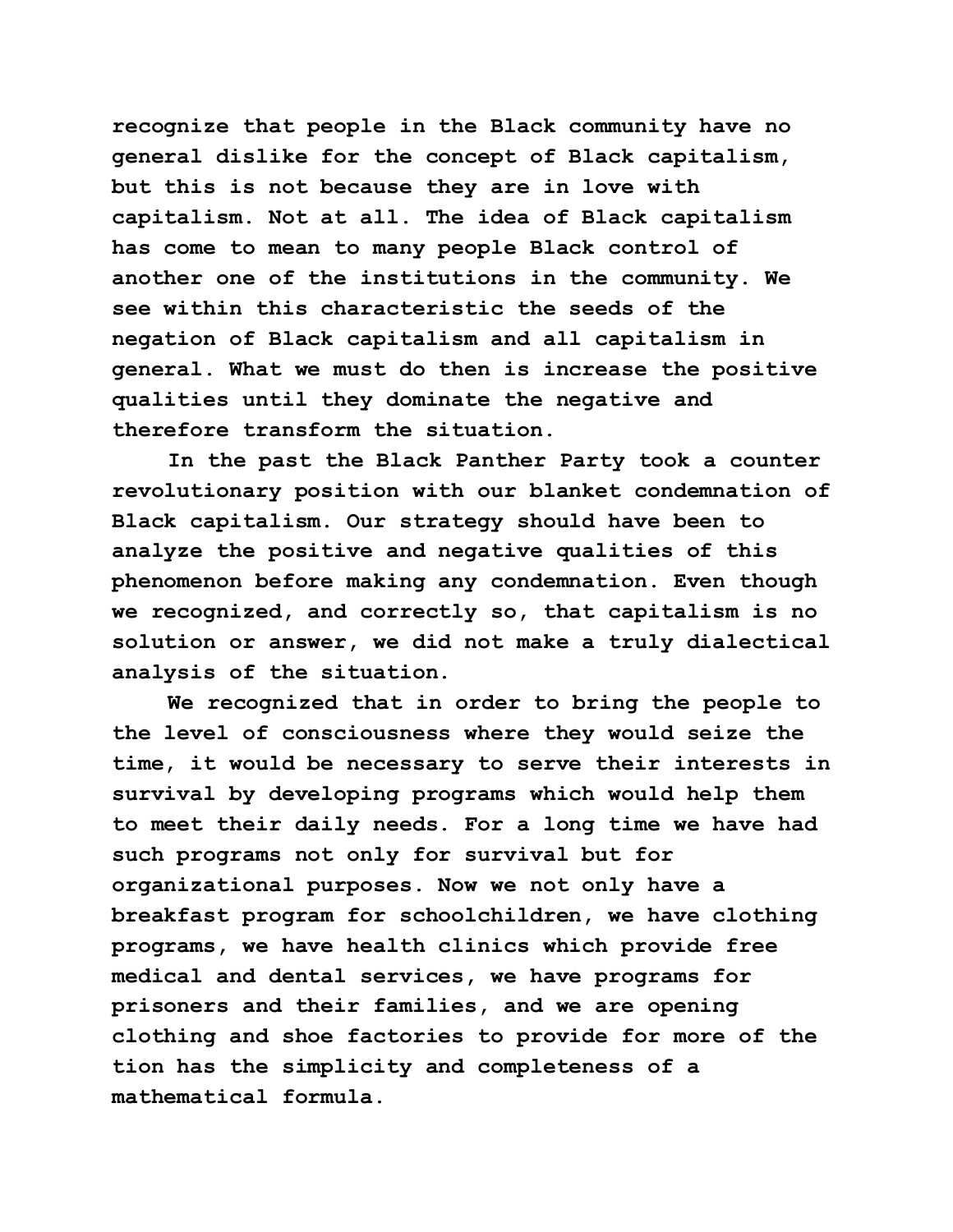recognize that people in the Black community have no general dislike for the concept of Black capitalism, but this is not because they are in love with capitalism. Not at all. The idea of Black capitalism has come to mean to many people Black control of another one of the institutions in the community. We see within this characteristic the seeds of the negation of Black capitalism and all capitalism in general. What we must do then is increase the positive qualities until they dominate the negative and therefore transform the situation.

In the past the Black Panther Party took a counter revolutionary position with our blanket condemnation of Black capitalism. Our strategy should have been to analyze the positive and negative qualities of this phenomenon before making any condemnation. Even though we recognized, and correctly so, that capitalism is no solution or answer, we did not make a truly dialectical analysis of the situation.

We recognized that in order to bring the people to the level of consciousness where they would seize the time, it would be necessary to serve their interests in survival by developing programs which would help them to meet their daily needs. For a long time we have had such programs not only for survival but for organizational purposes. Now we not only have a breakfast program for schoolchildren, we have clothing programs, we have health clinics which provide free medical and dental services, we have programs for prisoners and their families, and we are opening clothing and shoe factories to provide for more of the tion has the simplicity and completeness of a mathematical formula.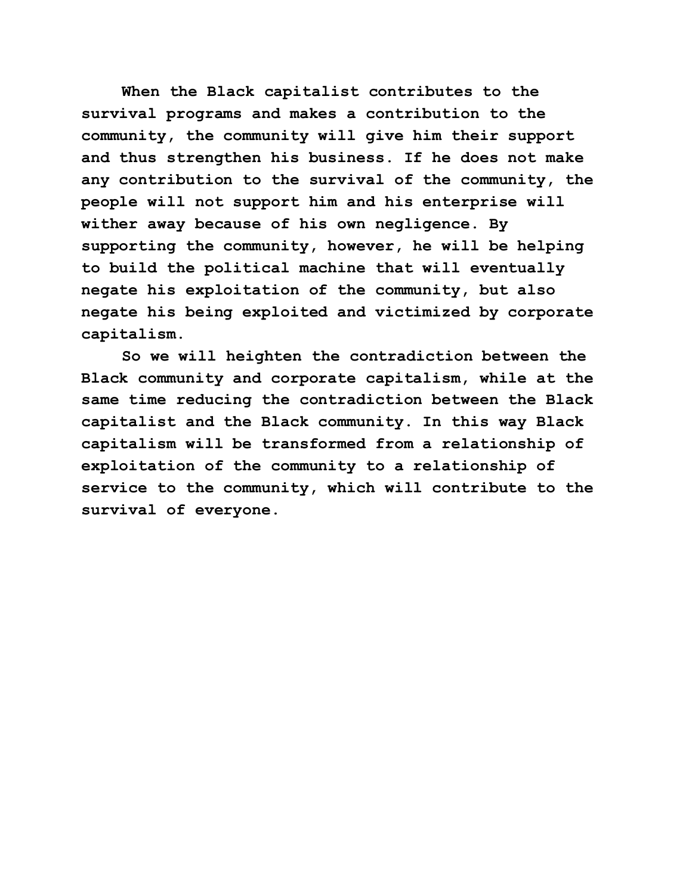When the Black capitalist contributes to the survival programs and makes a contribution to the community, the community will give him their support and thus strengthen his business. If he does not make any contribution to the survival of the community, the people will not support him and his enterprise will wither away because of his own negligence. By supporting the community, however, he will be helping to build the political machine that will eventually negate his exploitation of the community, but also negate his being exploited and victimized by corporate capitalism.

So we will heighten the contradiction between the Black community and corporate capitalism, while at the same time reducing the contradiction between the Black capitalist and the Black community. In this way Black capitalism will be transformed from a relationship of exploitation of the community to a relationship of service to the community, which will contribute to the survival of everyone.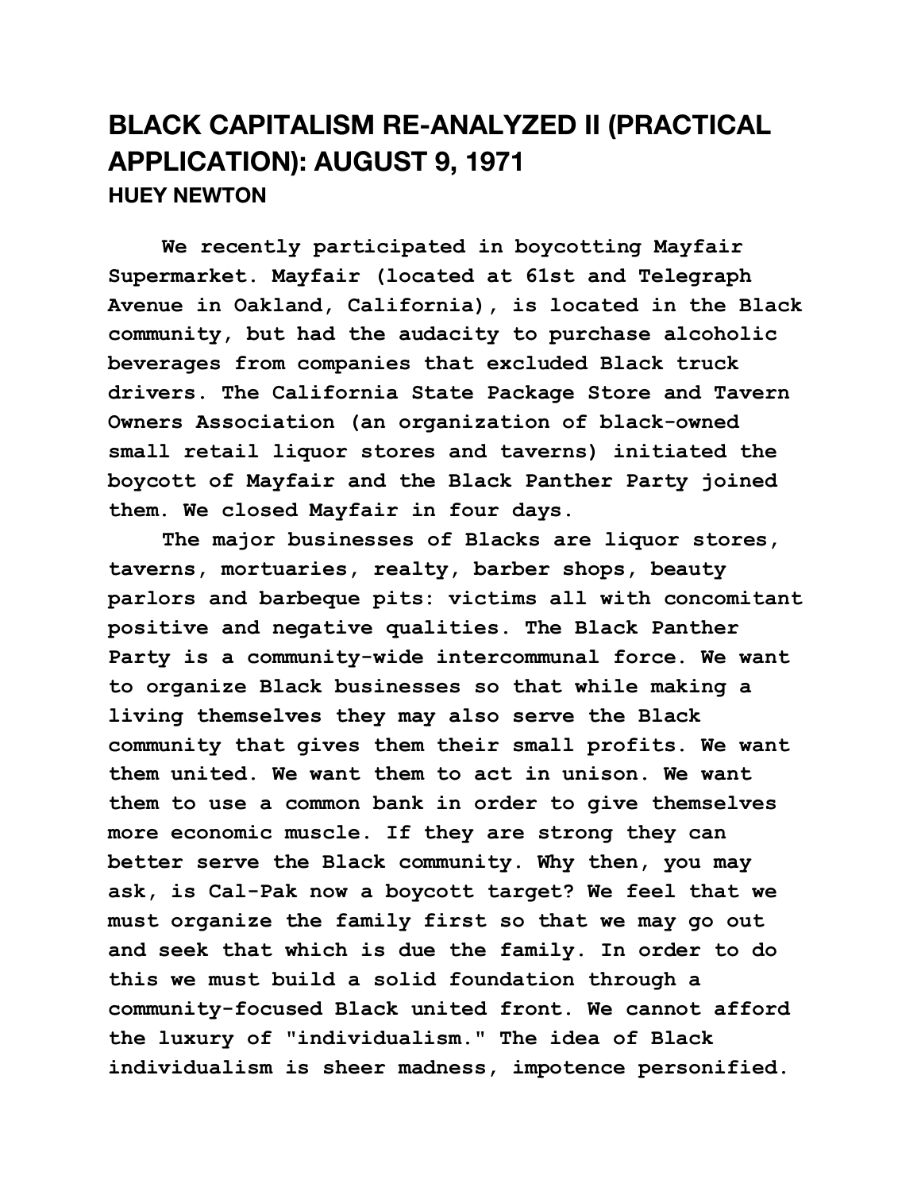# BLACK CAPITALISM RE-ANALYZED II (PRACTICAL APPLICATION): AUGUST 9, 1971

### HUEY NEWTON

We recently participated in boycotting Mayfair Supermarket. Mayfair (located at 61st and Telegraph Avenue in Oakland, California), is located in the Black community, but had the audacity to purchase alcoholic beverages from companies that excluded Black truck drivers. The California State Package Store and Tavern Owners Association (an organization of black-owned small retail liquor stores and taverns) initiated the boycott of Mayfair and the Black Panther Party joined them. We closed Mayfair in four days.

The major businesses of Blacks are liquor stores, taverns, mortuaries, realty, barber shops, beauty parlors and barbeque pits: victims all with concomitant positive and negative qualities. The Black Panther Party is a community-wide intercommunal force. We want to organize Black businesses so that while making a living themselves they may also serve the Black community that gives them their small profits. We want them united. We want them to act in unison. We want them to use a common bank in order to give themselves more economic muscle. If they are strong they can better serve the Black community. Why then, you may ask, is Cal-Pak now a boycott target? We feel that we must organize the family first so that we may go out and seek that which is due the family. In order to do this we must build a solid foundation through a community-focused Black united front. We cannot afford the luxury of "individualism." The idea of Black individualism is sheer madness, impotence personified.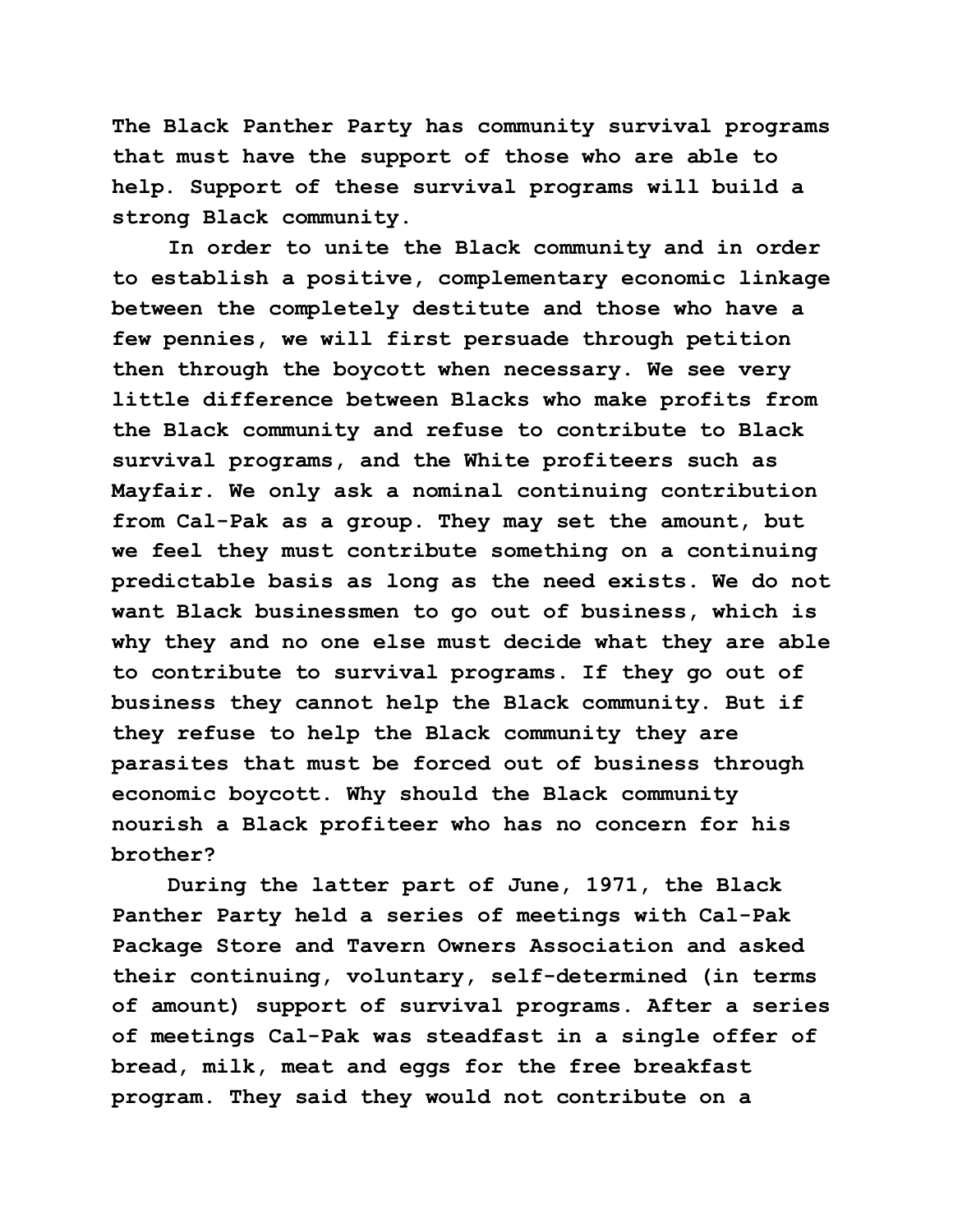The Black Panther Party has community survival programs that must have the support of those who are able to help. Support of these survival programs will build a strong Black community.

In order to unite the Black community and in order to establish a positive, complementary economic linkage between the completely destitute and those who have a few pennies, we will first persuade through petition then through the boycott when necessary. We see very little difference between Blacks who make profits from the Black community and refuse to contribute to Black survival programs, and the White profiteers such as Mayfair. We only ask a nominal continuing contribution from Cal-Pak as a group. They may set the amount, but we feel they must contribute something on a continuing predictable basis as long as the need exists. We do not want Black businessmen to go out of business, which is why they and no one else must decide what they are able to contribute to survival programs. If they go out of business they cannot help the Black community. But if they refuse to help the Black community they are parasites that must be forced out of business through economic boycott. Why should the Black community nourish a Black profiteer who has no concern for his brother?

During the latter part of June, 1971, the Black Panther Party held a series of meetings with Cal-Pak Package Store and Tavern Owners Association and asked their continuing, voluntary, self-determined (in terms of amount) support of survival programs. After a series of meetings Cal-Pak was steadfast in a single offer of bread, milk, meat and eggs for the free breakfast program. They said they would not contribute on a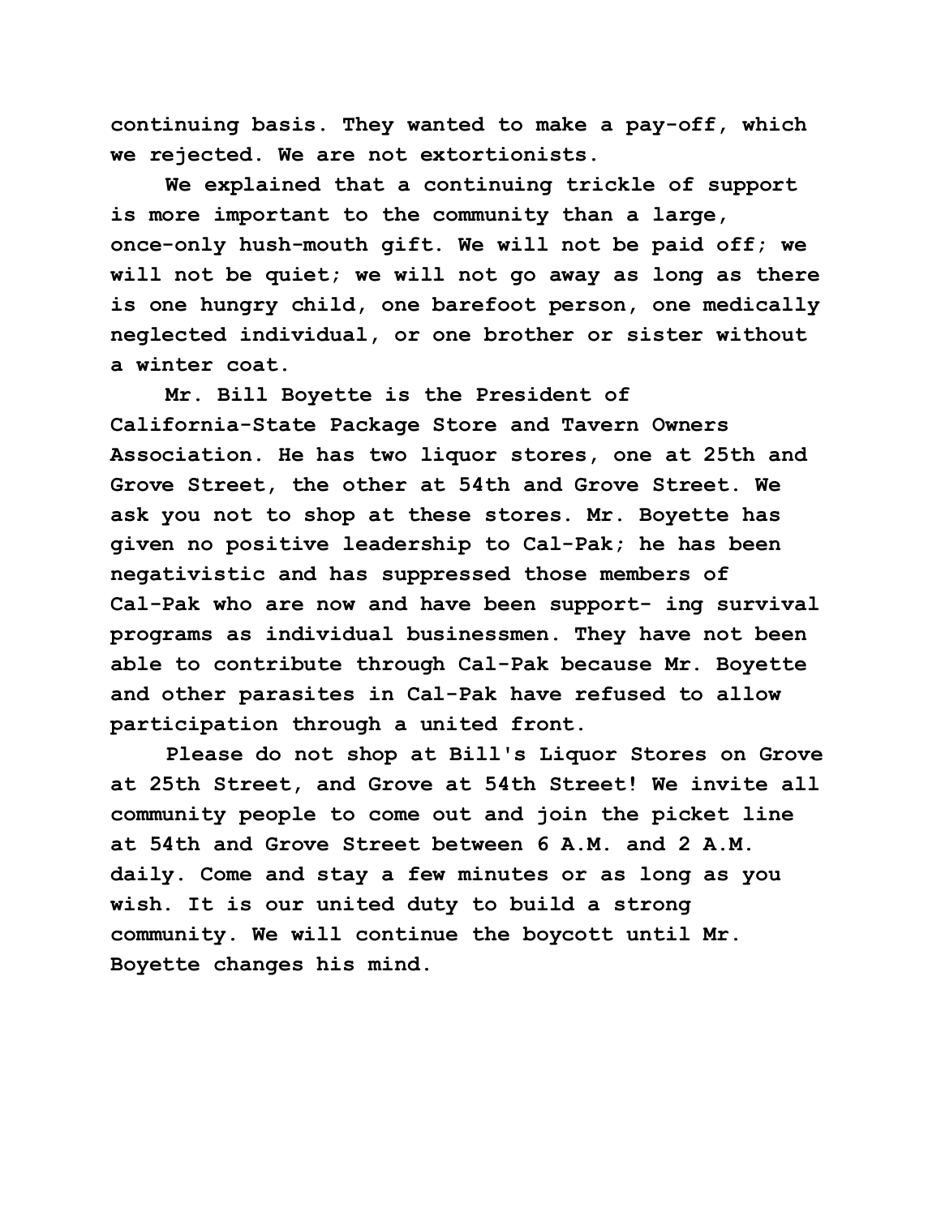continuing basis. They wanted to make a pay-off, which we rejected. We are not extortionists.

We explained that a continuing trickle of support is more important to the community than a large, once-only hush-mouth gift. We will not be paid off; we will not be quiet; we will not go away as long as there is one hungry child, one barefoot person, one medically neglected individual, or one brother or sister without a winter coat.

Mr. Bill Boyette is the President of California-State Package Store and Tavern Owners Association. He has two liquor stores, one at 25th and Grove Street, the other at 54th and Grove Street. We ask you not to shop at these stores. Mr. Boyette has given no positive leadership to Cal-Pak; he has been negativistic and has suppressed those members of Cal-Pak who are now and have been support- ing survival programs as individual businessmen. They have not been able to contribute through Cal-Pak because Mr. Boyette and other parasites in Cal-Pak have refused to allow participation through a united front.

Please do not shop at Bill's Liquor Stores on Grove at 25th Street, and Grove at 54th Street! We invite all community people to come out and join the picket line at 54th and Grove Street between 6 A.M. and 2 A.M. daily. Come and stay a few minutes or as long as you wish. It is our united duty to build a strong community. We will continue the boycott until Mr. Boyette changes his mind.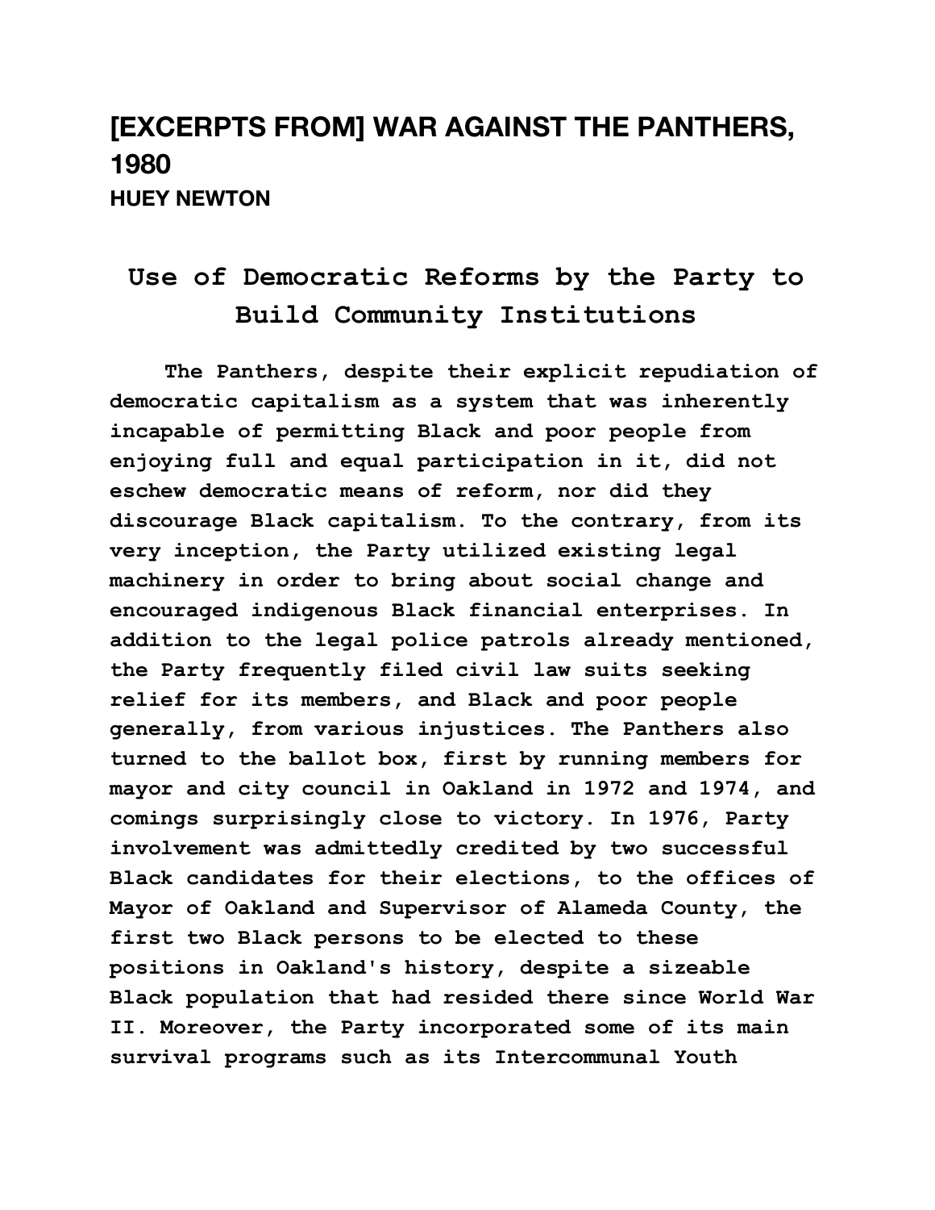# [EXCERPTS FROM] WAR AGAINST THE PANTHERS, 1980

### HUEY NEWTON

## Use of Democratic Reforms by the Party to Build Community Institutions

The Panthers, despite their explicit repudiation of democratic capitalism as a system that was inherently incapable of permitting Black and poor people from enjoying full and equal participation in it, did not eschew democratic means of reform, nor did they discourage Black capitalism. To the contrary, from its very inception, the Party utilized existing legal machinery in order to bring about social change and encouraged indigenous Black financial enterprises. In addition to the legal police patrols already mentioned, the Party frequently filed civil law suits seeking relief for its members, and Black and poor people generally, from various injustices. The Panthers also turned to the ballot box, first by running members for mayor and city council in Oakland in 1972 and 1974, and comings surprisingly close to victory. In 1976, Party involvement was admittedly credited by two successful Black candidates for their elections, to the offices of Mayor of Oakland and Supervisor of Alameda County, the first two Black persons to be elected to these positions in Oakland's history, despite a sizeable Black population that had resided there since World War II. Moreover, the Party incorporated some of its main survival programs such as its Intercommunal Youth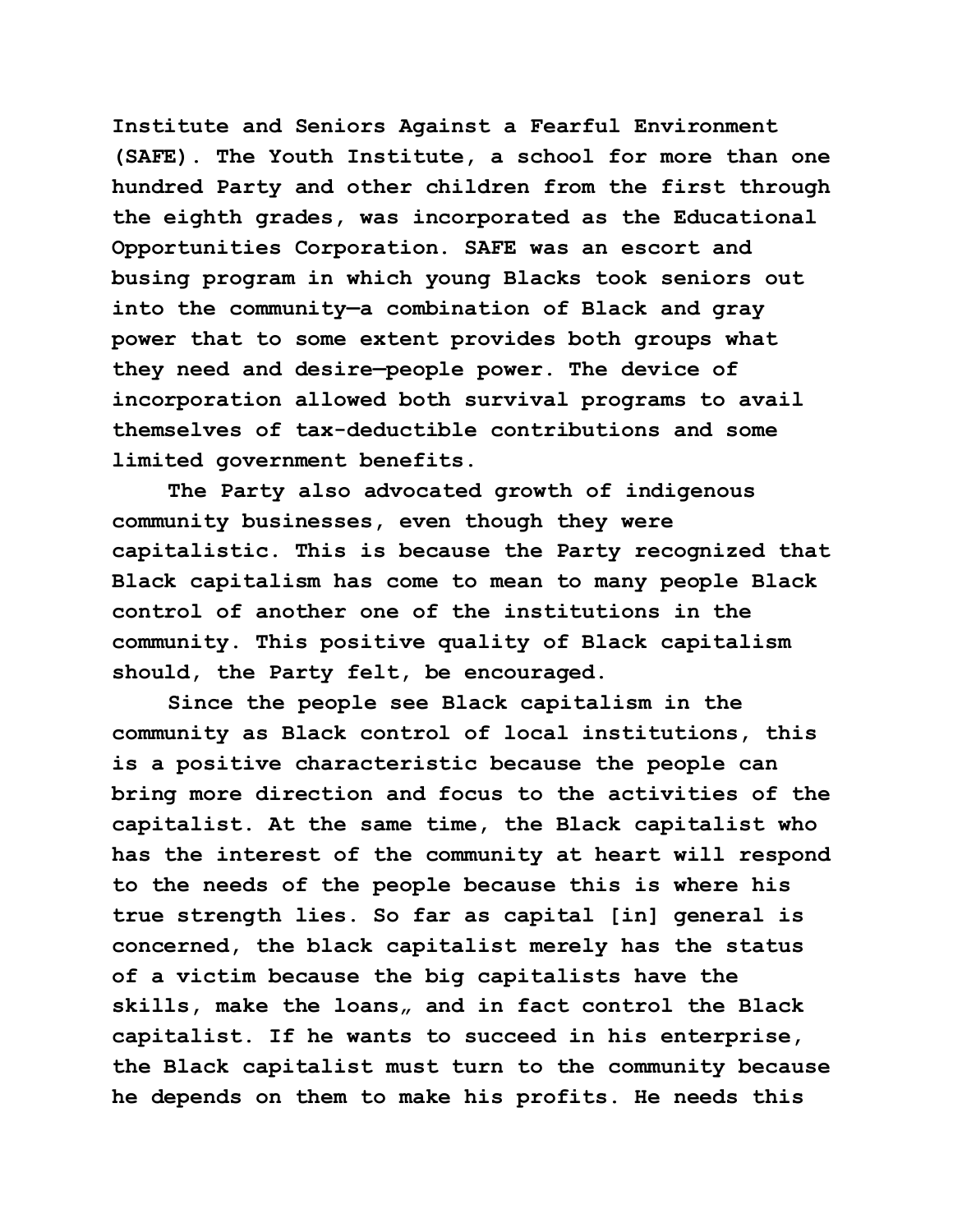Institute and Seniors Against a Fearful Environment (SAFE). The Youth Institute, a school for more than one hundred Party and other children from the first through the eighth grades, was incorporated as the Educational Opportunities Corporation. SAFE was an escort and busing program in which young Blacks took seniors out into the community—a combination of Black and gray power that to some extent provides both groups what they need and desire—people power. The device of incorporation allowed both survival programs to avail themselves of tax-deductible contributions and some limited government benefits.

The Party also advocated growth of indigenous community businesses, even though they were capitalistic. This is because the Party recognized that Black capitalism has come to mean to many people Black control of another one of the institutions in the community. This positive quality of Black capitalism should, the Party felt, be encouraged.

Since the people see Black capitalism in the community as Black control of local institutions, this is a positive characteristic because the people can bring more direction and focus to the activities of the capitalist. At the same time, the Black capitalist who has the interest of the community at heart will respond to the needs of the people because this is where his true strength lies. So far as capital [in] general is concerned, the black capitalist merely has the status of a victim because the big capitalists have the skills, make the loans,, and in fact control the Black capitalist. If he wants to succeed in his enterprise, the Black capitalist must turn to the community because he depends on them to make his profits. He needs this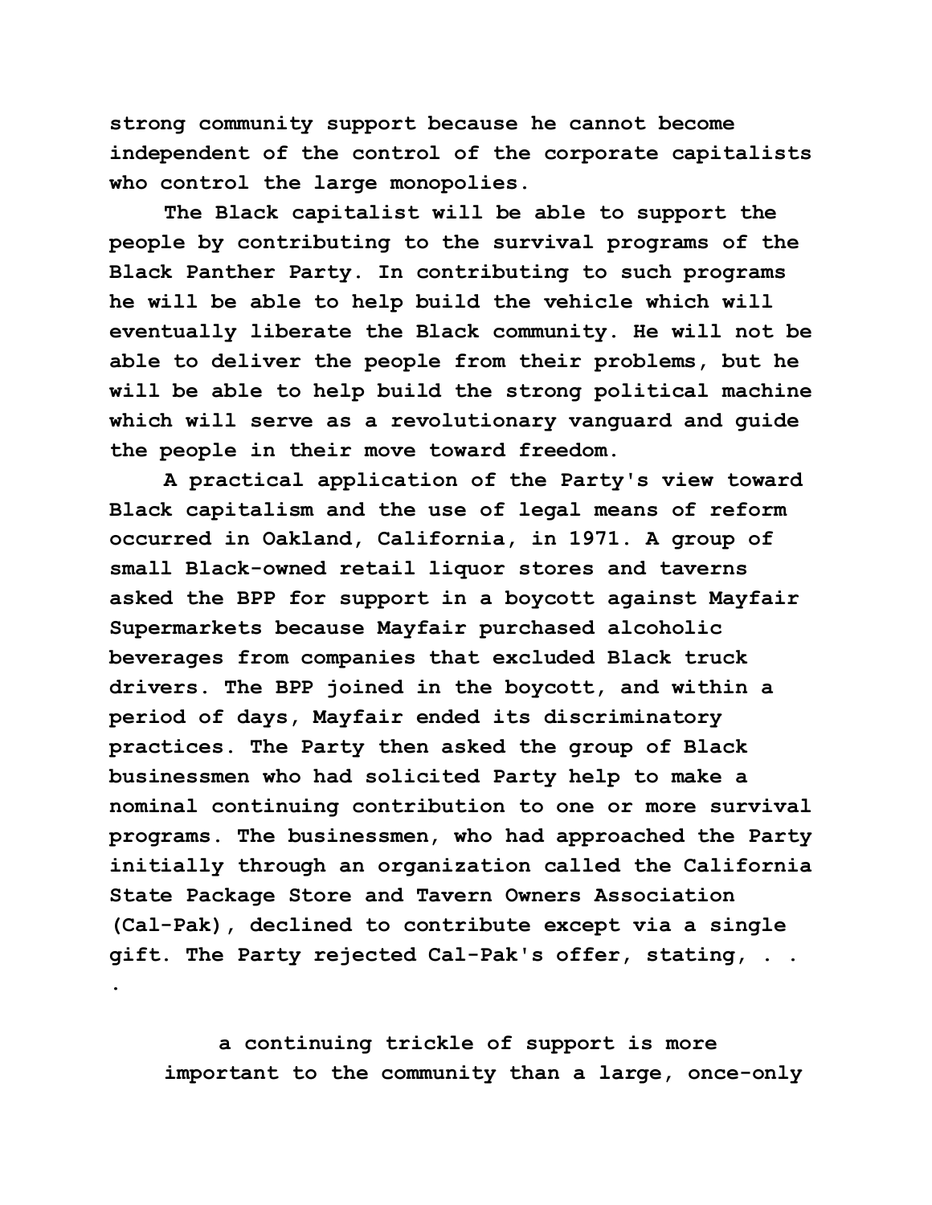strong community support because he cannot become independent of the control of the corporate capitalists who control the large monopolies.

The Black capitalist will be able to support the people by contributing to the survival programs of the Black Panther Party. In contributing to such programs he will be able to help build the vehicle which will eventually liberate the Black community. He will not be able to deliver the people from their problems, but he will be able to help build the strong political machine which will serve as a revolutionary vanguard and guide the people in their move toward freedom.

A practical application of the Party's view toward Black capitalism and the use of legal means of reform occurred in Oakland, California, in 1971. A group of small Black-owned retail liquor stores and taverns asked the BPP for support in a boycott against Mayfair Supermarkets because Mayfair purchased alcoholic beverages from companies that excluded Black truck drivers. The BPP joined in the boycott, and within a period of days, Mayfair ended its discriminatory practices. The Party then asked the group of Black businessmen who had solicited Party help to make a nominal continuing contribution to one or more survival programs. The businessmen, who had approached the Party initially through an organization called the California State Package Store and Tavern Owners Association (Cal-Pak), declined to contribute except via a single gift. The Party rejected Cal-Pak's offer, stating, . . .

> a continuing trickle of support is more important to the community than a large, once-only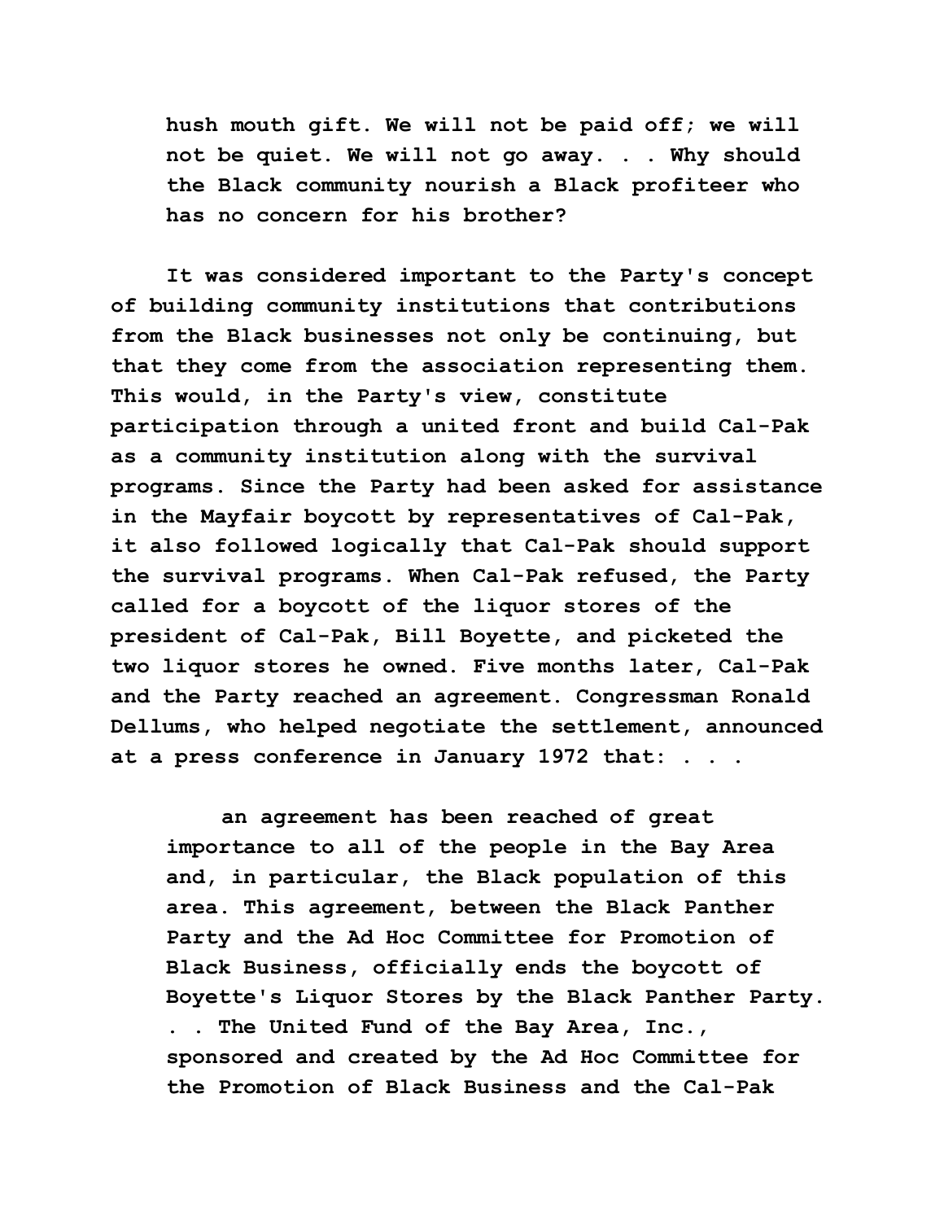> hush mouth gift. We will not be paid off; we will not be quiet. We will not go away. . . Why should the Black community nourish a Black profiteer who has no concern for his brother?

It was considered important to the Party's concept of building community institutions that contributions from the Black businesses not only be continuing, but that they come from the association representing them. This would, in the Party's view, constitute participation through a united front and build Cal-Pak as a community institution along with the survival programs. Since the Party had been asked for assistance in the Mayfair boycott by representatives of Cal-Pak, it also followed logically that Cal-Pak should support the survival programs. When Cal-Pak refused, the Party called for a boycott of the liquor stores of the president of Cal-Pak, Bill Boyette, and picketed the two liquor stores he owned. Five months later, Cal-Pak and the Party reached an agreement. Congressman Ronald Dellums, who helped negotiate the settlement, announced at a press conference in January 1972 that: . . .

> an agreement has been reached of great importance to all of the people in the Bay Area and, in particular, the Black population of this area. This agreement, between the Black Panther Party and the Ad Hoc Committee for Promotion of Black Business, officially ends the boycott of Boyette's Liquor Stores by the Black Panther Party. . . The United Fund of the Bay Area, Inc., sponsored and created by the Ad Hoc Committee for the Promotion of Black Business and the Cal-Pak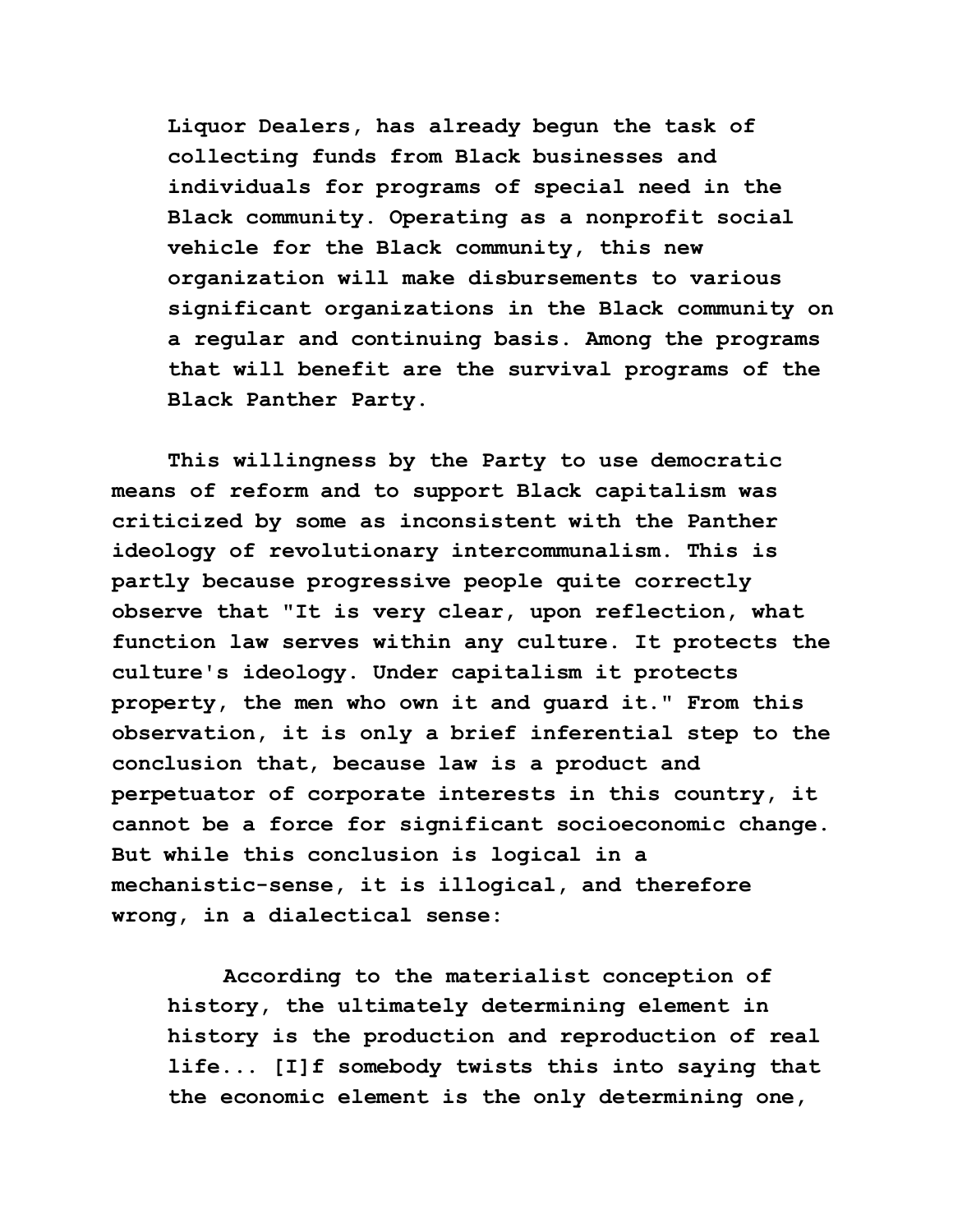> Liquor Dealers, has already begun the task of collecting funds from Black businesses and individuals for programs of special need in the Black community. Operating as a nonprofit social vehicle for the Black community, this new organization will make disbursements to various significant organizations in the Black community on a regular and continuing basis. Among the programs that will benefit are the survival programs of the Black Panther Party.

This willingness by the Party to use democratic means of reform and to support Black capitalism was criticized by some as inconsistent with the Panther ideology of revolutionary intercommunalism. This is partly because progressive people quite correctly observe that "It is very clear, upon reflection, what function law serves within any culture. It protects the culture's ideology. Under capitalism it protects property, the men who own it and guard it." From this observation, it is only a brief inferential step to the conclusion that, because law is a product and perpetuator of corporate interests in this country, it cannot be a force for significant socioeconomic change. But while this conclusion is logical in a mechanistic-sense, it is illogical, and therefore wrong, in a dialectical sense:

> According to the materialist conception of history, the ultimately determining element in history is the production and reproduction of real life... [I]f somebody twists this into saying that the economic element is the only determining one,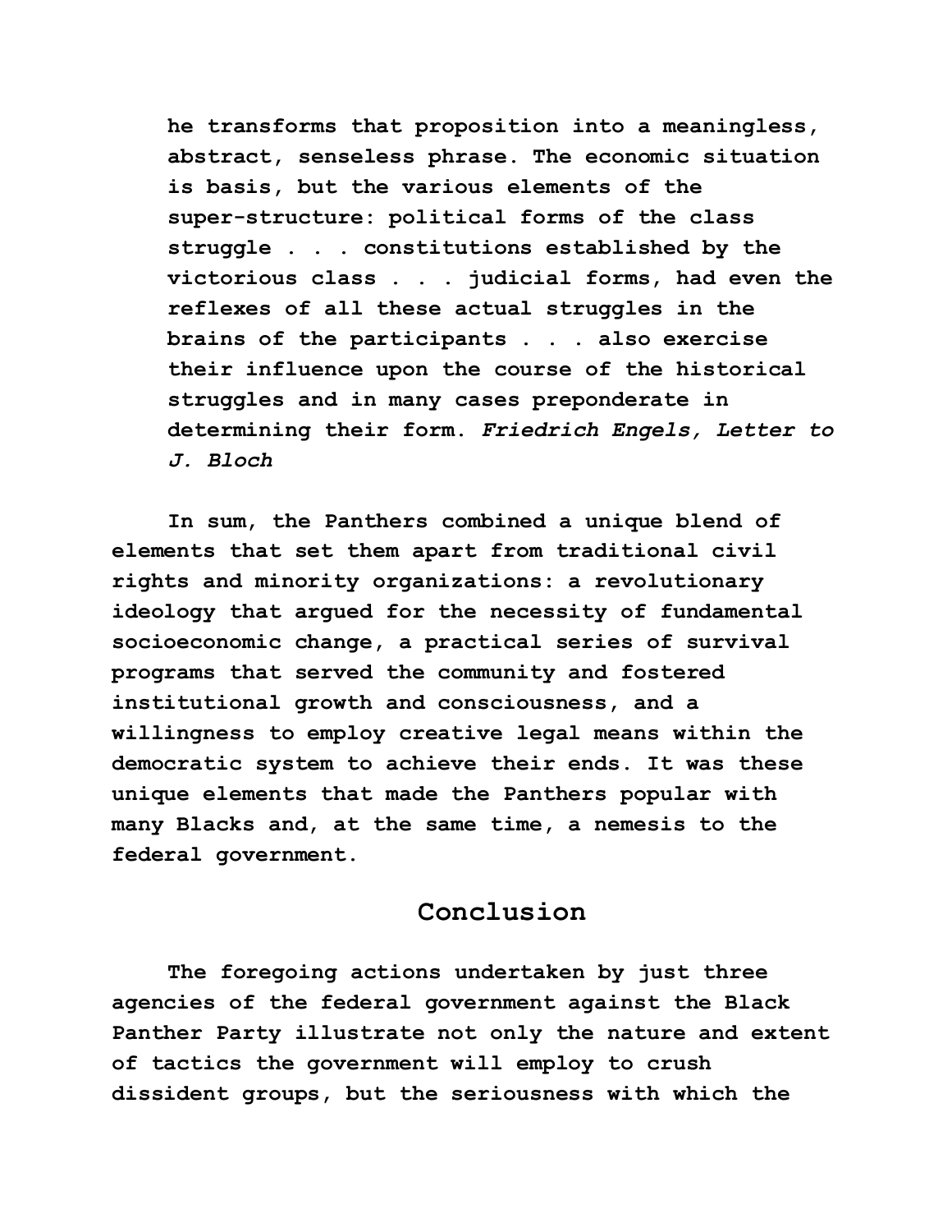> he transforms that proposition into a meaningless, abstract, senseless phrase. The economic situation is basis, but the various elements of the super-structure: political forms of the class struggle . . . constitutions established by the victorious class . . . judicial forms, had even the reflexes of all these actual struggles in the brains of the participants . . . also exercise their influence upon the course of the historical struggles and in many cases preponderate in determining their form. *Friedrich Engels, Letter to J. Bloch*

In sum, the Panthers combined a unique blend of elements that set them apart from traditional civil rights and minority organizations: a revolutionary ideology that argued for the necessity of fundamental socioeconomic change, a practical series of survival programs that served the community and fostered institutional growth and consciousness, and a willingness to employ creative legal means within the democratic system to achieve their ends. It was these unique elements that made the Panthers popular with many Blacks and, at the same time, a nemesis to the federal government.

## Conclusion

The foregoing actions undertaken by just three agencies of the federal government against the Black Panther Party illustrate not only the nature and extent of tactics the government will employ to crush dissident groups, but the seriousness with which the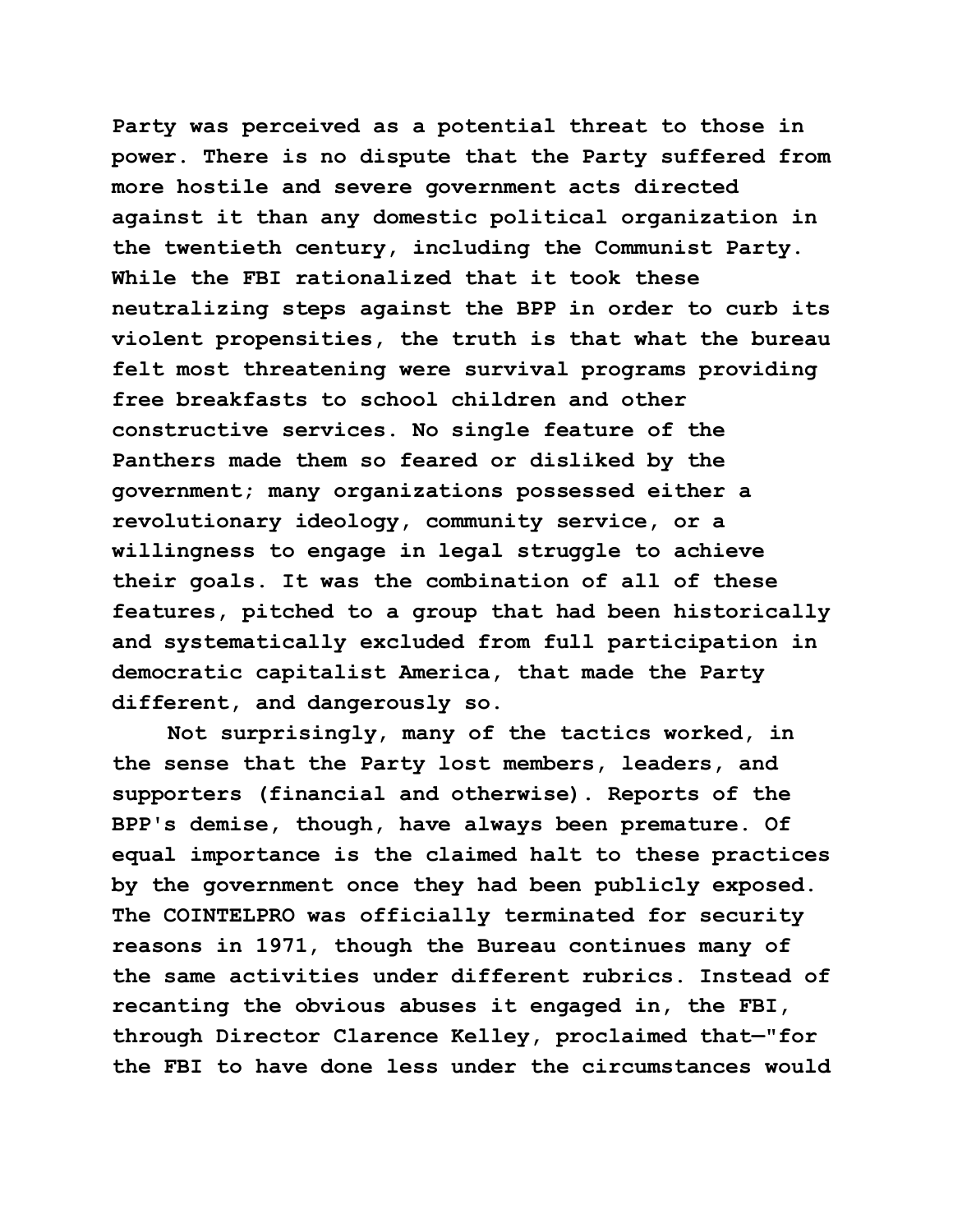Party was perceived as a potential threat to those in power. There is no dispute that the Party suffered from more hostile and severe government acts directed against it than any domestic political organization in the twentieth century, including the Communist Party. While the FBI rationalized that it took these neutralizing steps against the BPP in order to curb its violent propensities, the truth is that what the bureau felt most threatening were survival programs providing free breakfasts to school children and other constructive services. No single feature of the Panthers made them so feared or disliked by the government; many organizations possessed either a revolutionary ideology, community service, or a willingness to engage in legal struggle to achieve their goals. It was the combination of all of these features, pitched to a group that had been historically and systematically excluded from full participation in democratic capitalist America, that made the Party different, and dangerously so.

Not surprisingly, many of the tactics worked, in the sense that the Party lost members, leaders, and supporters (financial and otherwise). Reports of the BPP's demise, though, have always been premature. Of equal importance is the claimed halt to these practices by the government once they had been publicly exposed. The COINTELPRO was officially terminated for security reasons in 1971, though the Bureau continues many of the same activities under different rubrics. Instead of recanting the obvious abuses it engaged in, the FBI, through Director Clarence Kelley, proclaimed that—"for the FBI to have done less under the circumstances would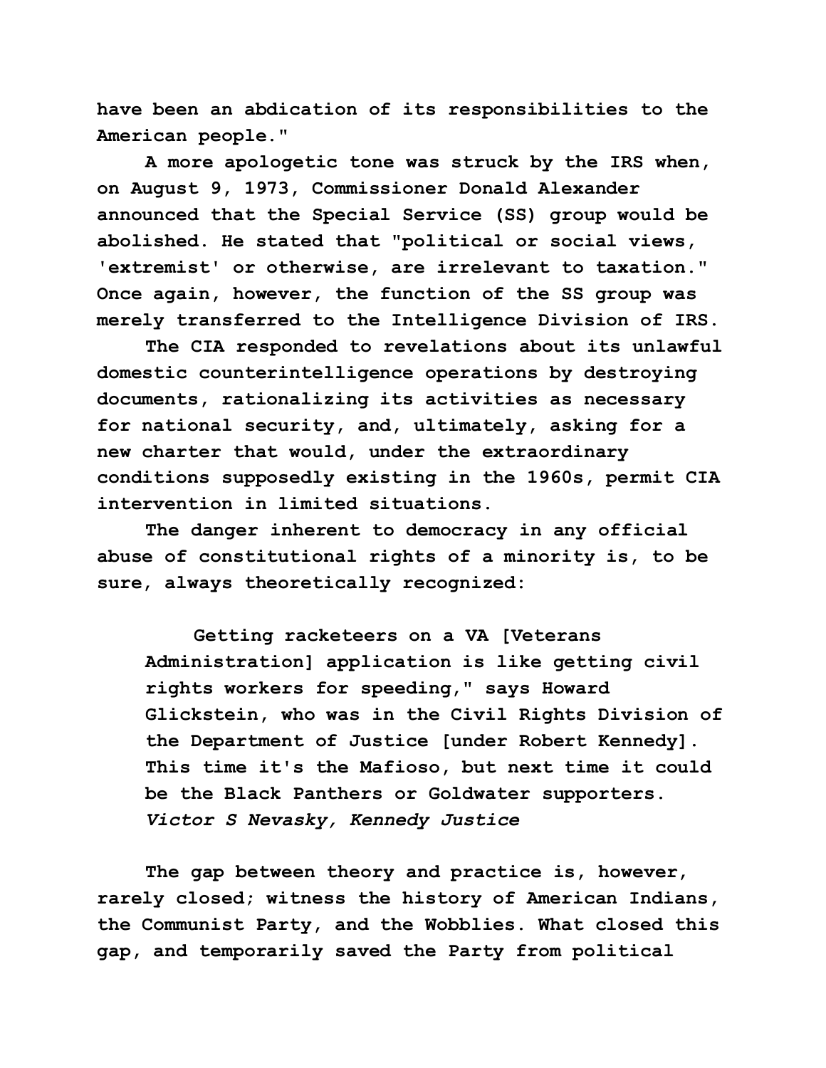have been an abdication of its responsibilities to the American people."

A more apologetic tone was struck by the IRS when, on August 9, 1973, Commissioner Donald Alexander announced that the Special Service (SS) group would be abolished. He stated that "political or social views, 'extremist' or otherwise, are irrelevant to taxation." Once again, however, the function of the SS group was merely transferred to the Intelligence Division of IRS.

The CIA responded to revelations about its unlawful domestic counterintelligence operations by destroying documents, rationalizing its activities as necessary for national security, and, ultimately, asking for a new charter that would, under the extraordinary conditions supposedly existing in the 1960s, permit CIA intervention in limited situations.

The danger inherent to democracy in any official abuse of constitutional rights of a minority is, to be sure, always theoretically recognized:

> Getting racketeers on a VA [Veterans Administration] application is like getting civil rights workers for speeding," says Howard Glickstein, who was in the Civil Rights Division of the Department of Justice [under Robert Kennedy]. This time it's the Mafioso, but next time it could be the Black Panthers or Goldwater supporters.
> *Victor S Nevasky, Kennedy Justice*

The gap between theory and practice is, however, rarely closed; witness the history of American Indians, the Communist Party, and the Wobblies. What closed this gap, and temporarily saved the Party from political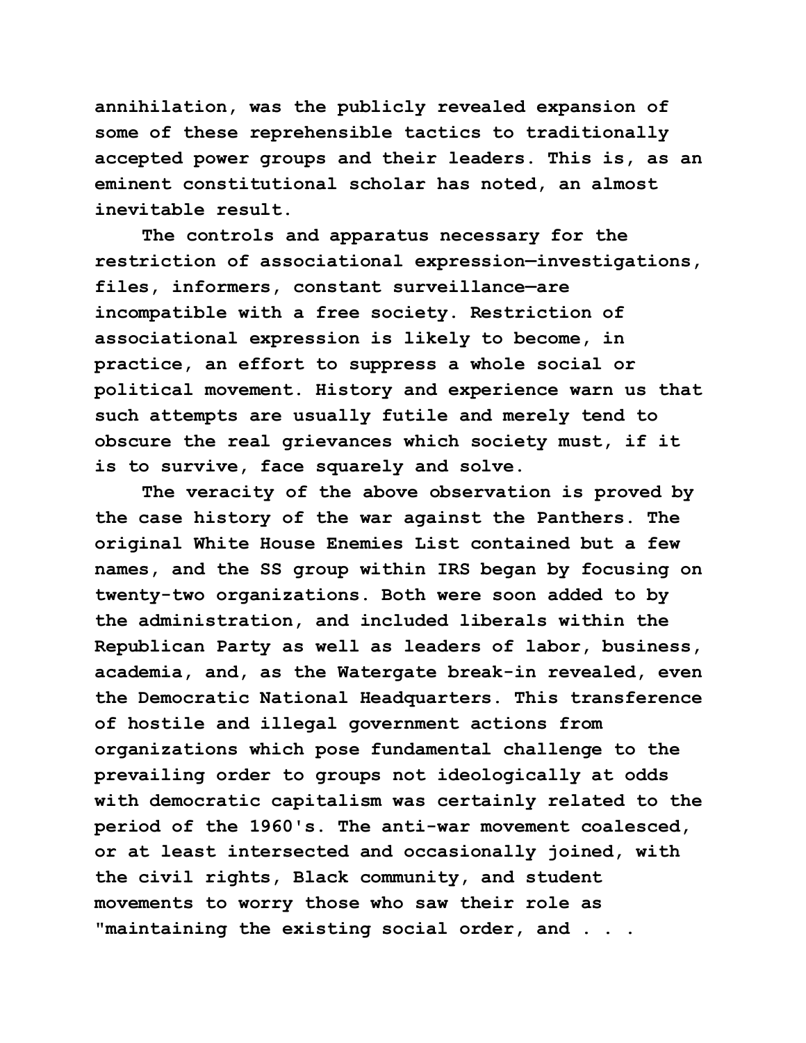annihilation, was the publicly revealed expansion of some of these reprehensible tactics to traditionally accepted power groups and their leaders. This is, as an eminent constitutional scholar has noted, an almost inevitable result.

The controls and apparatus necessary for the restriction of associational expression—investigations, files, informers, constant surveillance—are incompatible with a free society. Restriction of associational expression is likely to become, in practice, an effort to suppress a whole social or political movement. History and experience warn us that such attempts are usually futile and merely tend to obscure the real grievances which society must, if it is to survive, face squarely and solve.

The veracity of the above observation is proved by the case history of the war against the Panthers. The original White House Enemies List contained but a few names, and the SS group within IRS began by focusing on twenty-two organizations. Both were soon added to by the administration, and included liberals within the Republican Party as well as leaders of labor, business, academia, and, as the Watergate break-in revealed, even the Democratic National Headquarters. This transference of hostile and illegal government actions from organizations which pose fundamental challenge to the prevailing order to groups not ideologically at odds with democratic capitalism was certainly related to the period of the 1960's. The anti-war movement coalesced, or at least intersected and occasionally joined, with the civil rights, Black community, and student movements to worry those who saw their role as "maintaining the existing social order, and . . .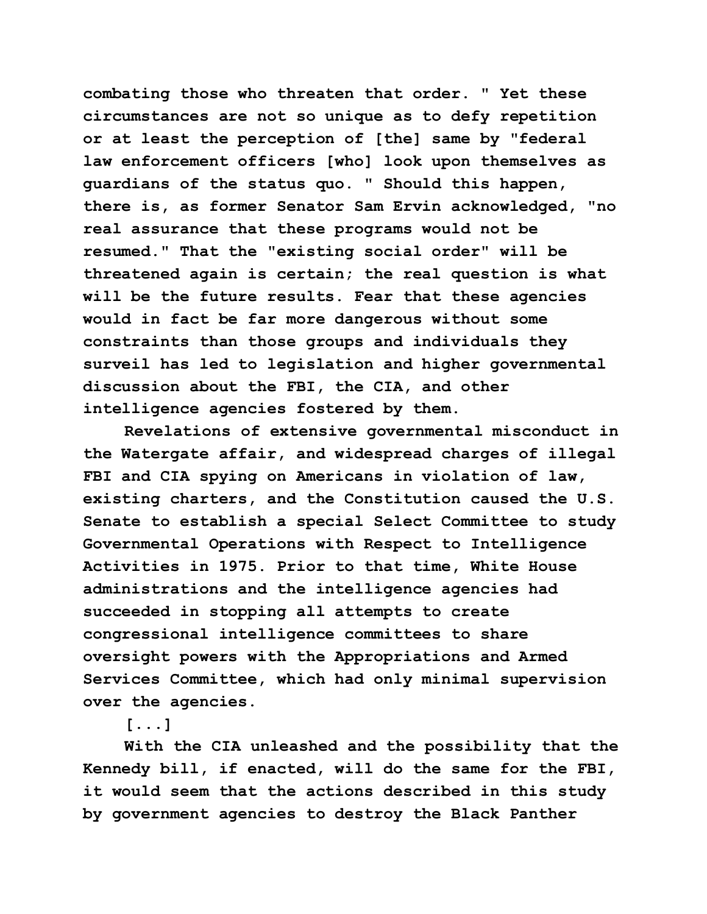combating those who threaten that order. " Yet these circumstances are not so unique as to defy repetition or at least the perception of [the] same by "federal law enforcement officers [who] look upon themselves as guardians of the status quo. " Should this happen, there is, as former Senator Sam Ervin acknowledged, "no real assurance that these programs would not be resumed." That the "existing social order" will be threatened again is certain; the real question is what will be the future results. Fear that these agencies would in fact be far more dangerous without some constraints than those groups and individuals they surveil has led to legislation and higher governmental discussion about the FBI, the CIA, and other intelligence agencies fostered by them.

Revelations of extensive governmental misconduct in the Watergate affair, and widespread charges of illegal FBI and CIA spying on Americans in violation of law, existing charters, and the Constitution caused the U.S. Senate to establish a special Select Committee to study Governmental Operations with Respect to Intelligence Activities in 1975. Prior to that time, White House administrations and the intelligence agencies had succeeded in stopping all attempts to create congressional intelligence committees to share oversight powers with the Appropriations and Armed Services Committee, which had only minimal supervision over the agencies.

[...]

With the CIA unleashed and the possibility that the Kennedy bill, if enacted, will do the same for the FBI, it would seem that the actions described in this study by government agencies to destroy the Black Panther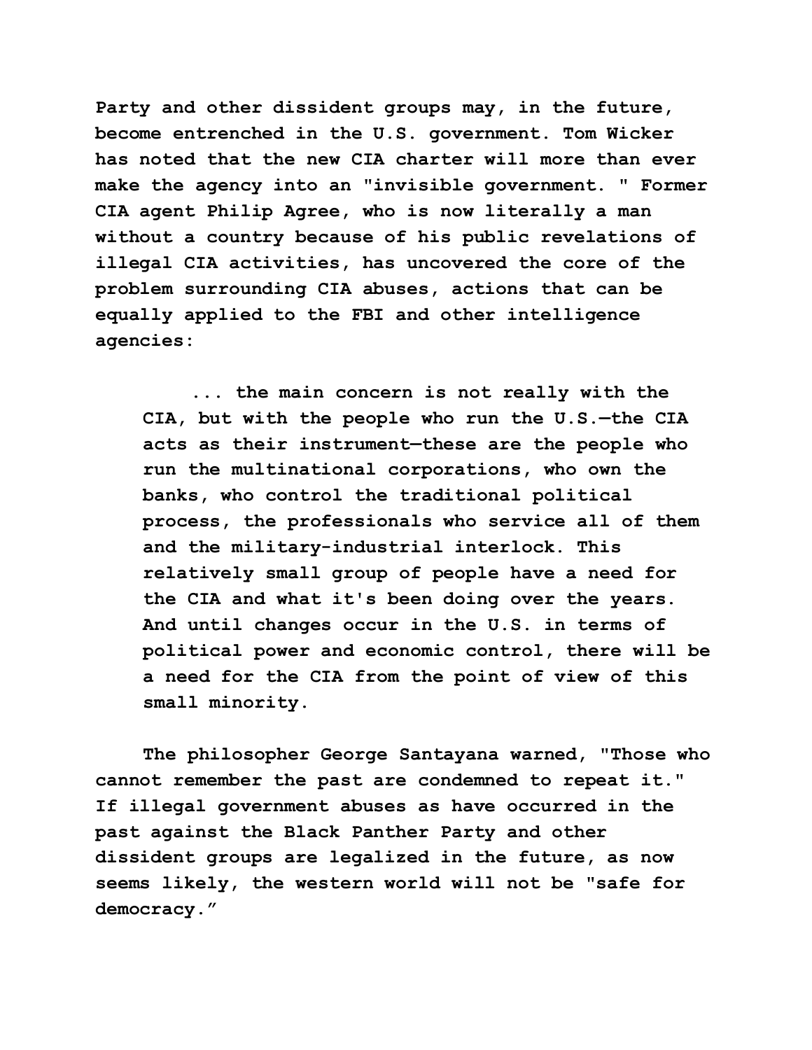Party and other dissident groups may, in the future, become entrenched in the U.S. government. Tom Wicker has noted that the new CIA charter will more than ever make the agency into an "invisible government. " Former CIA agent Philip Agree, who is now literally a man without a country because of his public revelations of illegal CIA activities, has uncovered the core of the problem surrounding CIA abuses, actions that can be equally applied to the FBI and other intelligence agencies:

> ... the main concern is not really with the CIA, but with the people who run the U.S.—the CIA acts as their instrument—these are the people who run the multinational corporations, who own the banks, who control the traditional political process, the professionals who service all of them and the military-industrial interlock. This relatively small group of people have a need for the CIA and what it's been doing over the years. And until changes occur in the U.S. in terms of political power and economic control, there will be a need for the CIA from the point of view of this small minority.

The philosopher George Santayana warned, "Those who cannot remember the past are condemned to repeat it." If illegal government abuses as have occurred in the past against the Black Panther Party and other dissident groups are legalized in the future, as now seems likely, the western world will not be "safe for democracy."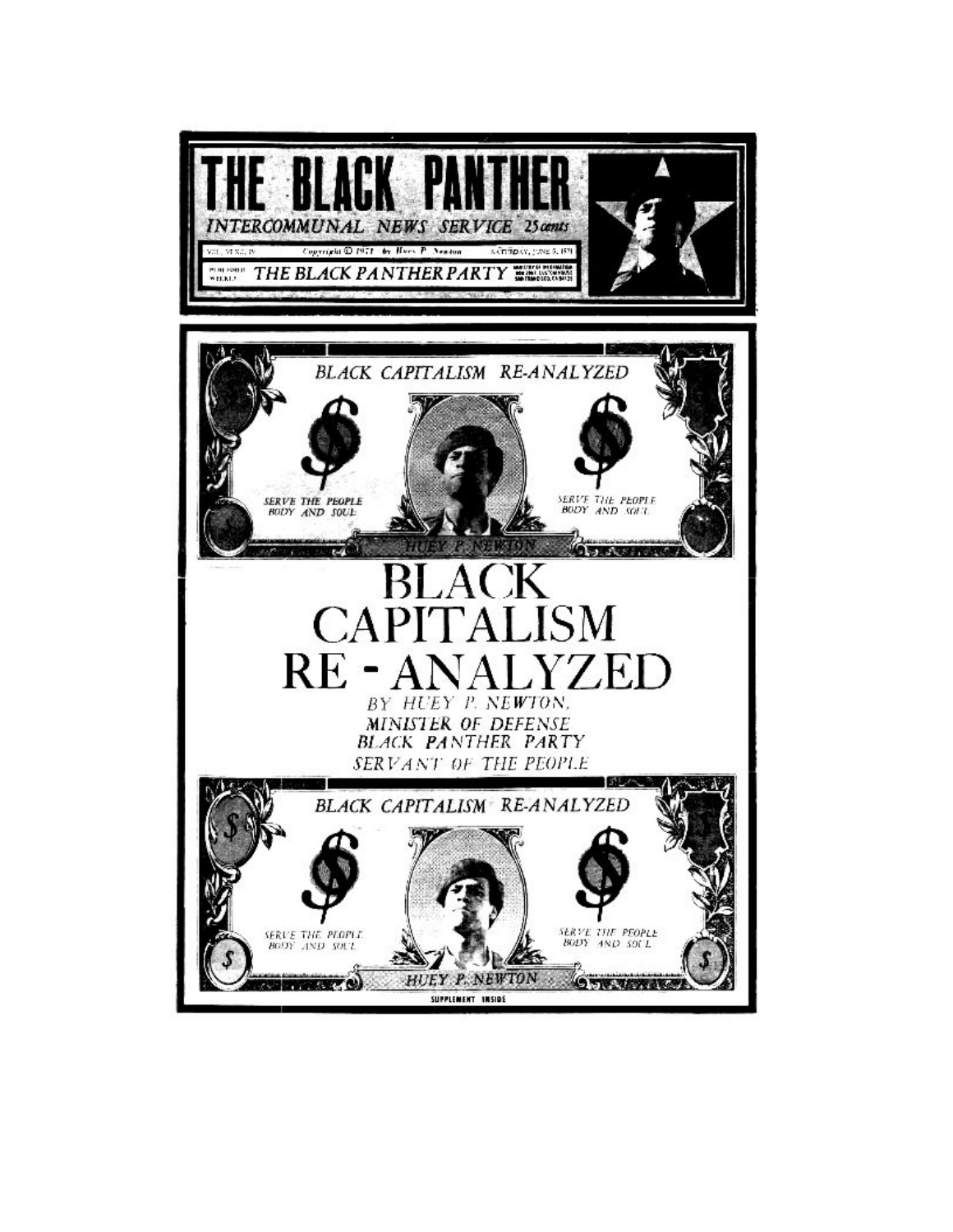# THE BLACK PANTHER

INTERCOMMUNAL NEWS SERVICE 25 cents

VOL. VI NO. 19 Copyright © 1971 by Huey P. Newton SATURDAY, JUNE 5, 1971

PUBLISHED WEEKLY THE BLACK PANTHER PARTY MINISTRY OF INFORMATION BOX 2967, CUSTOM HOUSE SAN FRANCISCO, CA 94126

BLACK CAPITALISM RE-ANALYZED

SERVE THE PEOPLE BODY AND SOUL

SERVE THE PEOPLE BODY AND SOUL

HUEY P. NEWTON

# BLACK CAPITALISM RE-ANALYZED

*BY HUEY P. NEWTON,*
*MINISTER OF DEFENSE*
*BLACK PANTHER PARTY*
*SERVANT OF THE PEOPLE*

BLACK CAPITALISM RE-ANALYZED

SERVE THE PEOPLE BODY AND SOUL

SERVE THE PEOPLE BODY AND SOUL

HUEY P. NEWTON

SUPPLEMENT INSIDE